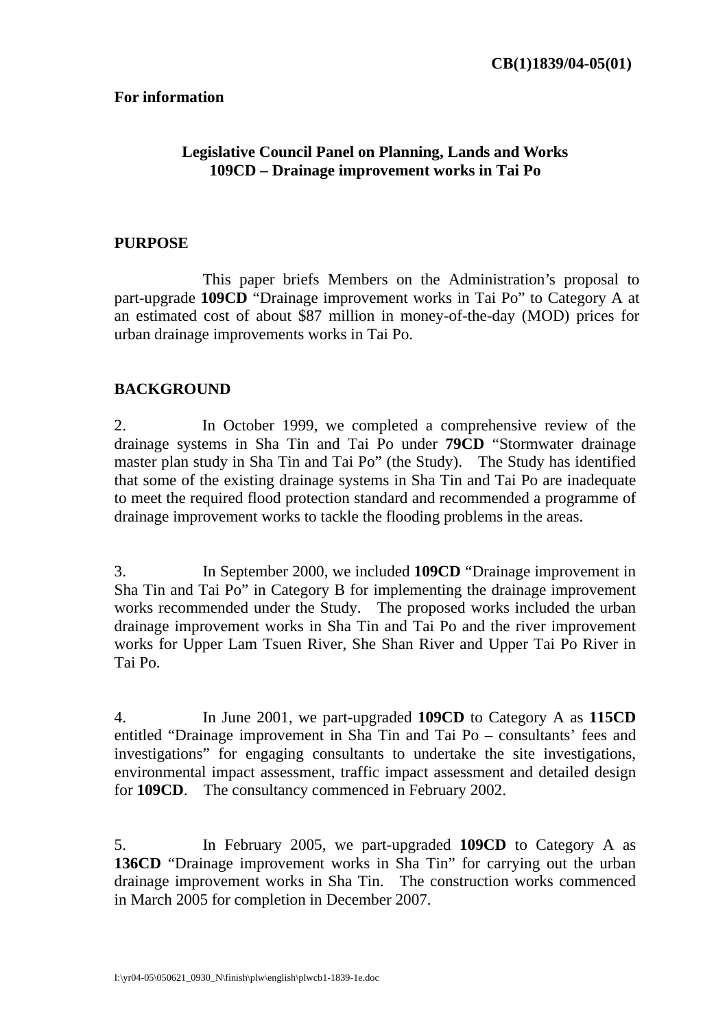**CB(1)1839/04-05(01)**

**For information**

**Legislative Council Panel on Planning, Lands and Works**
**109CD – Drainage improvement works in Tai Po**

## PURPOSE

This paper briefs Members on the Administration's proposal to part-upgrade **109CD** "Drainage improvement works in Tai Po" to Category A at an estimated cost of about $87 million in money-of-the-day (MOD) prices for urban drainage improvements works in Tai Po.

## BACKGROUND

2. In October 1999, we completed a comprehensive review of the drainage systems in Sha Tin and Tai Po under **79CD** "Stormwater drainage master plan study in Sha Tin and Tai Po" (the Study). The Study has identified that some of the existing drainage systems in Sha Tin and Tai Po are inadequate to meet the required flood protection standard and recommended a programme of drainage improvement works to tackle the flooding problems in the areas.

3. In September 2000, we included **109CD** "Drainage improvement in Sha Tin and Tai Po" in Category B for implementing the drainage improvement works recommended under the Study. The proposed works included the urban drainage improvement works in Sha Tin and Tai Po and the river improvement works for Upper Lam Tsuen River, She Shan River and Upper Tai Po River in Tai Po.

4. In June 2001, we part-upgraded **109CD** to Category A as **115CD** entitled "Drainage improvement in Sha Tin and Tai Po – consultants' fees and investigations" for engaging consultants to undertake the site investigations, environmental impact assessment, traffic impact assessment and detailed design for **109CD**. The consultancy commenced in February 2002.

5. In February 2005, we part-upgraded **109CD** to Category A as **136CD** "Drainage improvement works in Sha Tin" for carrying out the urban drainage improvement works in Sha Tin. The construction works commenced in March 2005 for completion in December 2007.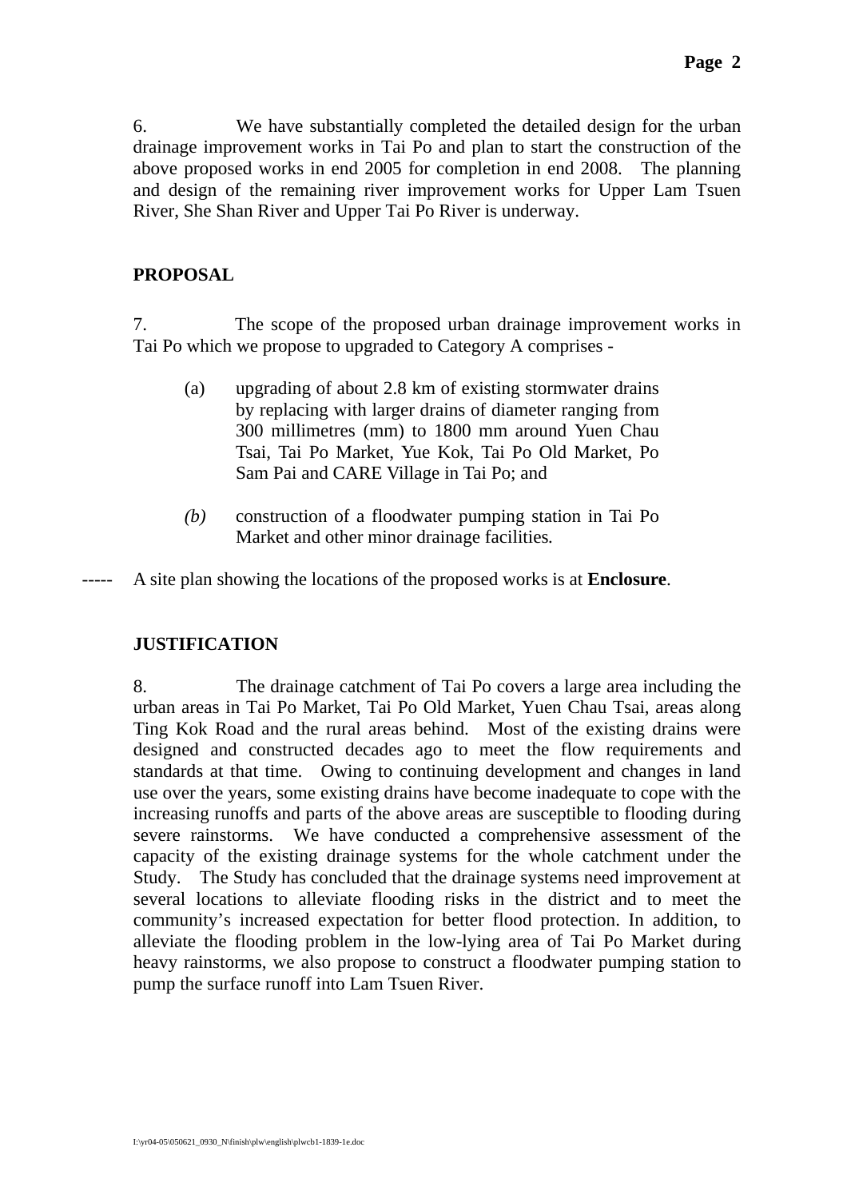6. We have substantially completed the detailed design for the urban drainage improvement works in Tai Po and plan to start the construction of the above proposed works in end 2005 for completion in end 2008. The planning and design of the remaining river improvement works for Upper Lam Tsuen River, She Shan River and Upper Tai Po River is underway.

**PROPOSAL**

7. The scope of the proposed urban drainage improvement works in Tai Po which we propose to upgraded to Category A comprises -

(a) upgrading of about 2.8 km of existing stormwater drains by replacing with larger drains of diameter ranging from 300 millimetres (mm) to 1800 mm around Yuen Chau Tsai, Tai Po Market, Yue Kok, Tai Po Old Market, Po Sam Pai and CARE Village in Tai Po; and

*(b)* construction of a floodwater pumping station in Tai Po Market and other minor drainage facilities.

----- A site plan showing the locations of the proposed works is at **Enclosure**.

**JUSTIFICATION**

8. The drainage catchment of Tai Po covers a large area including the urban areas in Tai Po Market, Tai Po Old Market, Yuen Chau Tsai, areas along Ting Kok Road and the rural areas behind. Most of the existing drains were designed and constructed decades ago to meet the flow requirements and standards at that time. Owing to continuing development and changes in land use over the years, some existing drains have become inadequate to cope with the increasing runoffs and parts of the above areas are susceptible to flooding during severe rainstorms. We have conducted a comprehensive assessment of the capacity of the existing drainage systems for the whole catchment under the Study. The Study has concluded that the drainage systems need improvement at several locations to alleviate flooding risks in the district and to meet the community's increased expectation for better flood protection. In addition, to alleviate the flooding problem in the low-lying area of Tai Po Market during heavy rainstorms, we also propose to construct a floodwater pumping station to pump the surface runoff into Lam Tsuen River.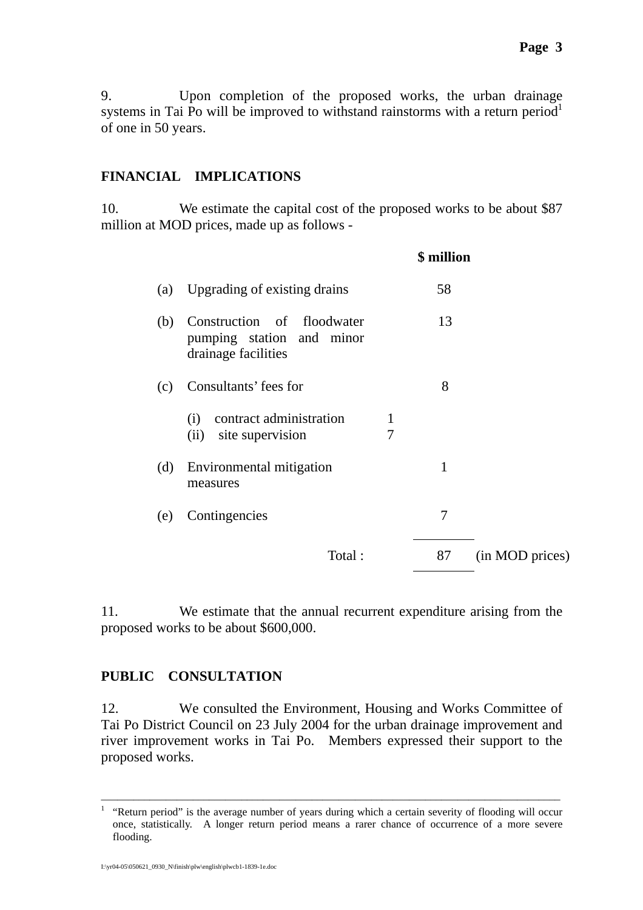9. Upon completion of the proposed works, the urban drainage systems in Tai Po will be improved to withstand rainstorms with a return period[1] of one in 50 years.

## FINANCIAL IMPLICATIONS

10. We estimate the capital cost of the proposed works to be about $87 million at MOD prices, made up as follows -

| | | | $ million | |
|---|---|---|---|---|
| (a) | Upgrading of existing drains | | 58 | |
| (b) | Construction of floodwater pumping station and minor drainage facilities | | 13 | |
| (c) | Consultants' fees for | | 8 | |
| | (i) contract administration | 1 | | |
| | (ii) site supervision | 7 | | |
| (d) | Environmental mitigation measures | | 1 | |
| (e) | Contingencies | | 7 | |
| | Total : | | 87 | (in MOD prices) |

11. We estimate that the annual recurrent expenditure arising from the proposed works to be about $600,000.

## PUBLIC CONSULTATION

12. We consulted the Environment, Housing and Works Committee of Tai Po District Council on 23 July 2004 for the urban drainage improvement and river improvement works in Tai Po. Members expressed their support to the proposed works.

---

[1] "Return period" is the average number of years during which a certain severity of flooding will occur once, statistically. A longer return period means a rarer chance of occurrence of a more severe flooding.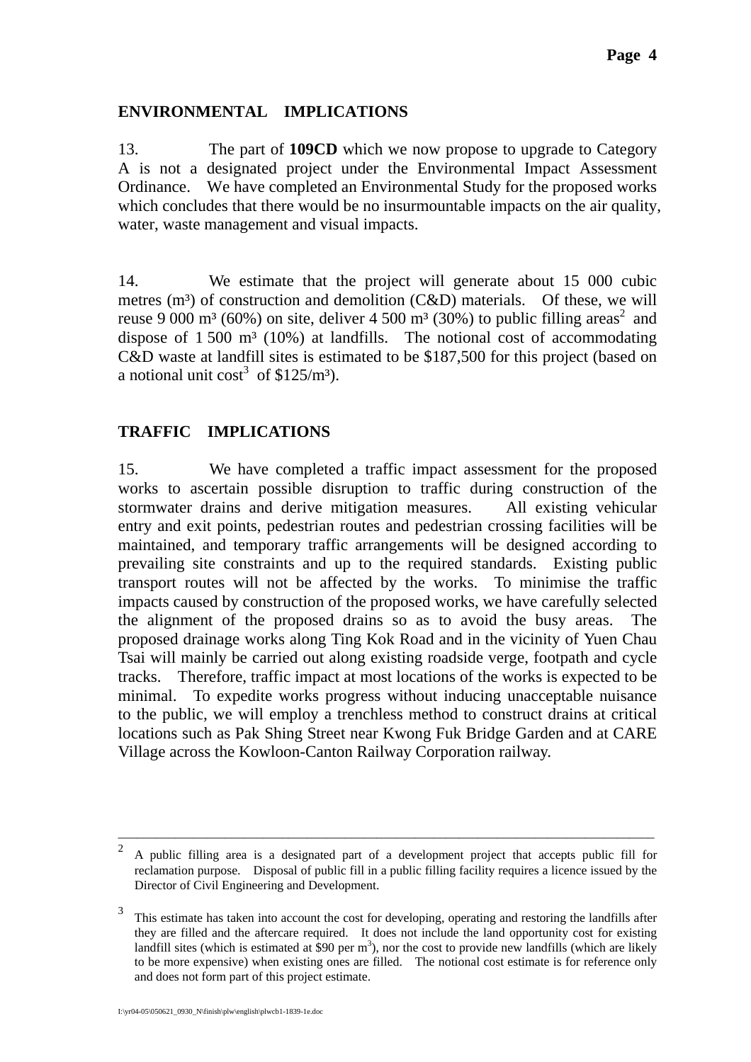## ENVIRONMENTAL IMPLICATIONS

13. The part of **109CD** which we now propose to upgrade to Category A is not a designated project under the Environmental Impact Assessment Ordinance. We have completed an Environmental Study for the proposed works which concludes that there would be no insurmountable impacts on the air quality, water, waste management and visual impacts.

14. We estimate that the project will generate about 15 000 cubic metres ($m^3$) of construction and demolition (C&D) materials. Of these, we will reuse 9 000 $m^3$ (60%) on site, deliver 4 500 $m^3$ (30%) to public filling areas[2] and dispose of 1 500 $m^3$ (10%) at landfills. The notional cost of accommodating C&D waste at landfill sites is estimated to be $187,500 for this project (based on a notional unit cost[3] of $125/$m^3$).

## TRAFFIC IMPLICATIONS

15. We have completed a traffic impact assessment for the proposed works to ascertain possible disruption to traffic during construction of the stormwater drains and derive mitigation measures. All existing vehicular entry and exit points, pedestrian routes and pedestrian crossing facilities will be maintained, and temporary traffic arrangements will be designed according to prevailing site constraints and up to the required standards. Existing public transport routes will not be affected by the works. To minimise the traffic impacts caused by construction of the proposed works, we have carefully selected the alignment of the proposed drains so as to avoid the busy areas. The proposed drainage works along Ting Kok Road and in the vicinity of Yuen Chau Tsai will mainly be carried out along existing roadside verge, footpath and cycle tracks. Therefore, traffic impact at most locations of the works is expected to be minimal. To expedite works progress without inducing unacceptable nuisance to the public, we will employ a trenchless method to construct drains at critical locations such as Pak Shing Street near Kwong Fuk Bridge Garden and at CARE Village across the Kowloon-Canton Railway Corporation railway.

---

[2] A public filling area is a designated part of a development project that accepts public fill for reclamation purpose. Disposal of public fill in a public filling facility requires a licence issued by the Director of Civil Engineering and Development.

[3] This estimate has taken into account the cost for developing, operating and restoring the landfills after they are filled and the aftercare required. It does not include the land opportunity cost for existing landfill sites (which is estimated at $90 per $m^3$), nor the cost to provide new landfills (which are likely to be more expensive) when existing ones are filled. The notional cost estimate is for reference only and does not form part of this project estimate.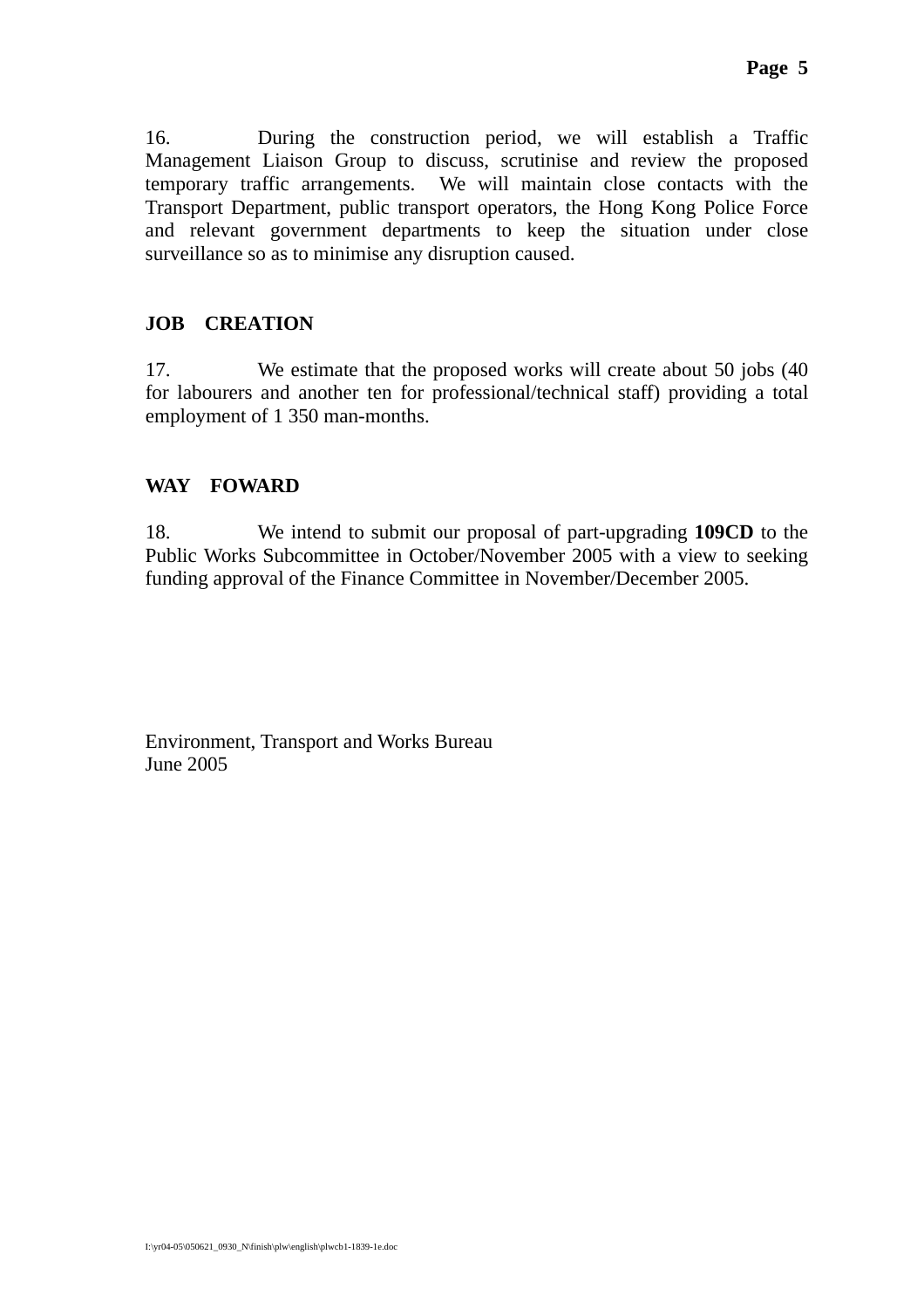16. During the construction period, we will establish a Traffic Management Liaison Group to discuss, scrutinise and review the proposed temporary traffic arrangements. We will maintain close contacts with the Transport Department, public transport operators, the Hong Kong Police Force and relevant government departments to keep the situation under close surveillance so as to minimise any disruption caused.

## JOB CREATION

17. We estimate that the proposed works will create about 50 jobs (40 for labourers and another ten for professional/technical staff) providing a total employment of 1 350 man-months.

## WAY FOWARD

18. We intend to submit our proposal of part-upgrading **109CD** to the Public Works Subcommittee in October/November 2005 with a view to seeking funding approval of the Finance Committee in November/December 2005.

Environment, Transport and Works Bureau
June 2005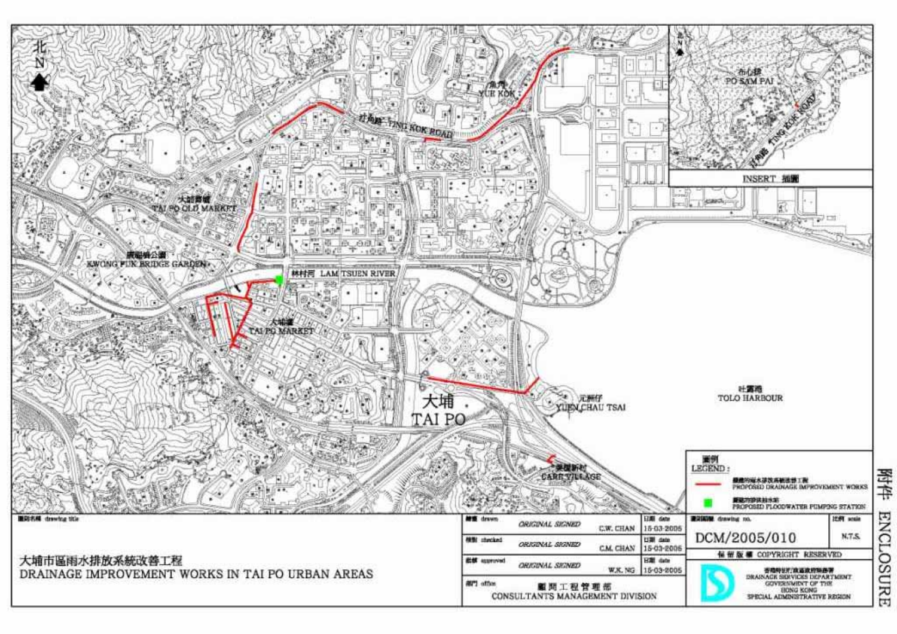附件 ENCLOSURE

北 N

大埔舊墟 TAI PO OLD MARKET

廣福橋公園 KWONG FUK BRIDGE GARDEN

林村河 LAM TSUEN RIVER

大埔墟 TAI PO MARKET

汀角路 TING KOK ROAD

魚角 YUE KOK

大埔 TAI PO

元洲仔 YUEN CHAU TSAI

吐露港 TOLO HARBOUR

嘉道理新村 CARR VILLAGE

布心排 PO SAM PAI

汀角路 TING KOK ROAD

INSERT 插圖

圖例 LEGEND :

擬建的雨水排放系統改善工程 PROPOSED DRAINAGE IMPROVEMENT WORKS

擬建的防洪抽水站 PROPOSED FLOODWATER PUMPING STATION

| | | | | |
|---|---|---|---|---|
| 圖則名稱 drawing title | 繪製 drawn | ORIGINAL SIGNED | C.W. CHAN | 日期 date 15-03-2005 |
| 大埔市區雨水排放系統改善工程<br>DRAINAGE IMPROVEMENT WORKS IN TAI PO URBAN AREAS | 核對 checked | ORIGINAL SIGNED | C.M. CHAN | 日期 date 15-03-2005 |
| | 批核 approved | ORIGINAL SIGNED | W.K. NG | 日期 date 15-03-2005 |
| | 部門 office | 顧問工程管理部 CONSULTANTS MANAGEMENT DIVISION | | |

圖則編號 drawing no. DCM/2005/010

比例 scale N.T.S.

保留版權 COPYRIGHT RESERVED

香港特別行政區政府渠務署 DRAINAGE SERVICES DEPARTMENT GOVERNMENT OF THE HONG KONG SPECIAL ADMINISTRATIVE REGION